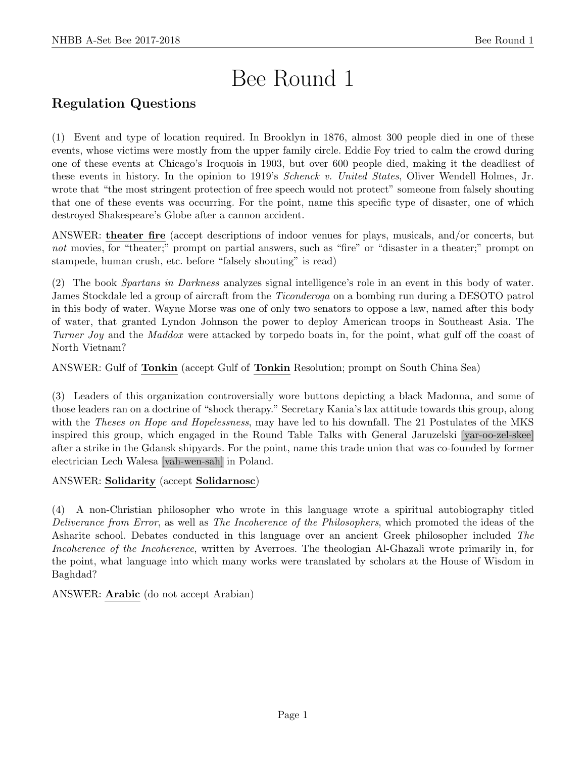# Bee Round 1

## Regulation Questions

(1) Event and type of location required. In Brooklyn in 1876, almost 300 people died in one of these events, whose victims were mostly from the upper family circle. Eddie Foy tried to calm the crowd during one of these events at Chicago's Iroquois in 1903, but over 600 people died, making it the deadliest of these events in history. In the opinion to 1919's *Schenck v. United States*, Oliver Wendell Holmes, Jr. wrote that "the most stringent protection of free speech would not protect" someone from falsely shouting that one of these events was occurring. For the point, name this specific type of disaster, one of which destroyed Shakespeare's Globe after a cannon accident.

ANSWER: **theater fire** (accept descriptions of indoor venues for plays, musicals, and/or concerts, but *not* movies, for "theater;" prompt on partial answers, such as "fire" or "disaster in a theater;" prompt on stampede, human crush, etc. before "falsely shouting" is read)

(2) The book *Spartans in Darkness* analyzes signal intelligence's role in an event in this body of water. James Stockdale led a group of aircraft from the *Ticonderoga* on a bombing run during a DESOTO patrol in this body of water. Wayne Morse was one of only two senators to oppose a law, named after this body of water, that granted Lyndon Johnson the power to deploy American troops in Southeast Asia. The *Turner Joy* and the *Maddox* were attacked by torpedo boats in, for the point, what gulf off the coast of North Vietnam?

ANSWER: Gulf of **Tonkin** (accept Gulf of **Tonkin** Resolution; prompt on South China Sea)

(3) Leaders of this organization controversially wore buttons depicting a black Madonna, and some of those leaders ran on a doctrine of "shock therapy." Secretary Kania's lax attitude towards this group, along with the *Theses on Hope and Hopelessness*, may have led to his downfall. The 21 Postulates of the MKS inspired this group, which engaged in the Round Table Talks with General Jaruzelski [yar-oo-zel-skee] after a strike in the Gdansk shipyards. For the point, name this trade union that was co-founded by former electrician Lech Walesa [vah-wen-sah] in Poland.

ANSWER: **Solidarity** (accept **Solidarnosc**)

(4) A non-Christian philosopher who wrote in this language wrote a spiritual autobiography titled *Deliverance from Error*, as well as *The Incoherence of the Philosophers*, which promoted the ideas of the Asharite school. Debates conducted in this language over an ancient Greek philosopher included *The Incoherence of the Incoherence*, written by Averroes. The theologian Al-Ghazali wrote primarily in, for the point, what language into which many works were translated by scholars at the House of Wisdom in Baghdad?

ANSWER: **Arabic** (do not accept Arabian)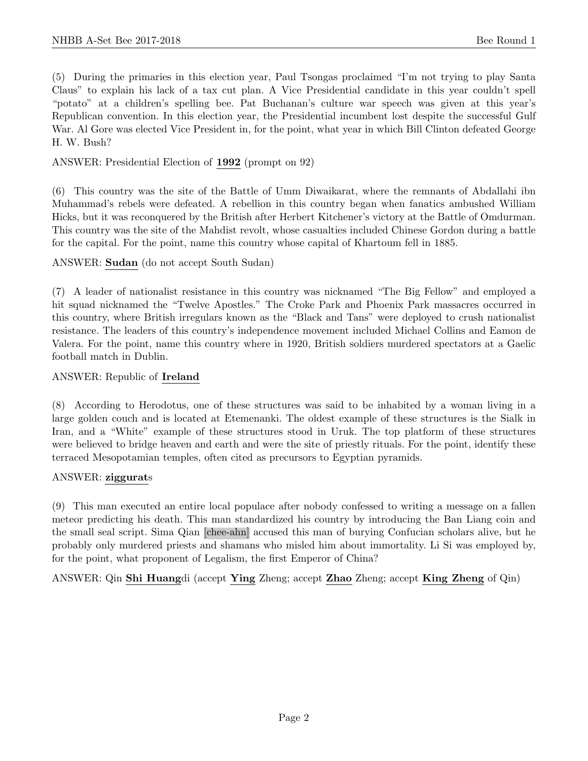(5) During the primaries in this election year, Paul Tsongas proclaimed "I'm not trying to play Santa Claus" to explain his lack of a tax cut plan. A Vice Presidential candidate in this year couldn't spell "potato" at a children's spelling bee. Pat Buchanan's culture war speech was given at this year's Republican convention. In this election year, the Presidential incumbent lost despite the successful Gulf War. Al Gore was elected Vice President in, for the point, what year in which Bill Clinton defeated George H. W. Bush?

ANSWER: Presidential Election of **1992** (prompt on 92)

(6) This country was the site of the Battle of Umm Diwaikarat, where the remnants of Abdallahi ibn Muhammad's rebels were defeated. A rebellion in this country began when fanatics ambushed William Hicks, but it was reconquered by the British after Herbert Kitchener's victory at the Battle of Omdurman. This country was the site of the Mahdist revolt, whose casualties included Chinese Gordon during a battle for the capital. For the point, name this country whose capital of Khartoum fell in 1885.

ANSWER: **Sudan** (do not accept South Sudan)

(7) A leader of nationalist resistance in this country was nicknamed "The Big Fellow" and employed a hit squad nicknamed the "Twelve Apostles." The Croke Park and Phoenix Park massacres occurred in this country, where British irregulars known as the "Black and Tans" were deployed to crush nationalist resistance. The leaders of this country's independence movement included Michael Collins and Eamon de Valera. For the point, name this country where in 1920, British soldiers murdered spectators at a Gaelic football match in Dublin.

ANSWER: Republic of **Ireland**

(8) According to Herodotus, one of these structures was said to be inhabited by a woman living in a large golden couch and is located at Etemenanki. The oldest example of these structures is the Sialk in Iran, and a "White" example of these structures stood in Uruk. The top platform of these structures were believed to bridge heaven and earth and were the site of priestly rituals. For the point, identify these terraced Mesopotamian temples, often cited as precursors to Egyptian pyramids.

ANSWER: **ziggurat**s

(9) This man executed an entire local populace after nobody confessed to writing a message on a fallen meteor predicting his death. This man standardized his country by introducing the Ban Liang coin and the small seal script. Sima Qian [chee-ahn] accused this man of burying Confucian scholars alive, but he probably only murdered priests and shamans who misled him about immortality. Li Si was employed by, for the point, what proponent of Legalism, the first Emperor of China?

ANSWER: Qin **Shi Huang**di (accept **Ying** Zheng; accept **Zhao** Zheng; accept **King Zheng** of Qin)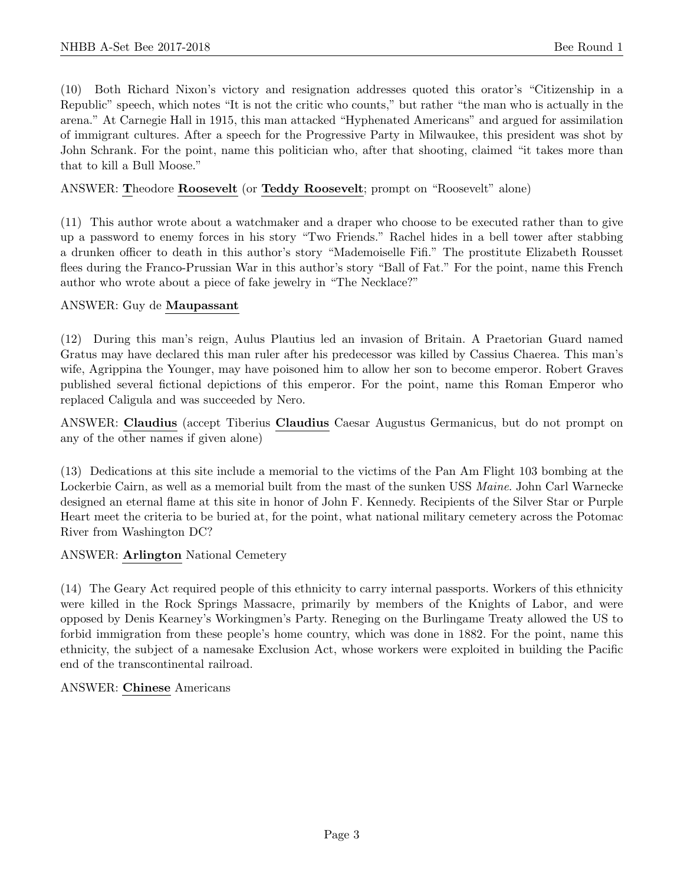(10) Both Richard Nixon's victory and resignation addresses quoted this orator's "Citizenship in a Republic" speech, which notes "It is not the critic who counts," but rather "the man who is actually in the arena." At Carnegie Hall in 1915, this man attacked "Hyphenated Americans" and argued for assimilation of immigrant cultures. After a speech for the Progressive Party in Milwaukee, this president was shot by John Schrank. For the point, name this politician who, after that shooting, claimed "it takes more than that to kill a Bull Moose."

ANSWER: **T**heodore **Roosevelt** (or **Teddy Roosevelt**; prompt on "Roosevelt" alone)

(11) This author wrote about a watchmaker and a draper who choose to be executed rather than to give up a password to enemy forces in his story "Two Friends." Rachel hides in a bell tower after stabbing a drunken officer to death in this author's story "Mademoiselle Fifi." The prostitute Elizabeth Rousset flees during the Franco-Prussian War in this author's story "Ball of Fat." For the point, name this French author who wrote about a piece of fake jewelry in "The Necklace?"

ANSWER: Guy de **Maupassant**

(12) During this man's reign, Aulus Plautius led an invasion of Britain. A Praetorian Guard named Gratus may have declared this man ruler after his predecessor was killed by Cassius Chaerea. This man's wife, Agrippina the Younger, may have poisoned him to allow her son to become emperor. Robert Graves published several fictional depictions of this emperor. For the point, name this Roman Emperor who replaced Caligula and was succeeded by Nero.

ANSWER: **Claudius** (accept Tiberius **Claudius** Caesar Augustus Germanicus, but do not prompt on any of the other names if given alone)

(13) Dedications at this site include a memorial to the victims of the Pan Am Flight 103 bombing at the Lockerbie Cairn, as well as a memorial built from the mast of the sunken USS *Maine*. John Carl Warnecke designed an eternal flame at this site in honor of John F. Kennedy. Recipients of the Silver Star or Purple Heart meet the criteria to be buried at, for the point, what national military cemetery across the Potomac River from Washington DC?

ANSWER: **Arlington** National Cemetery

(14) The Geary Act required people of this ethnicity to carry internal passports. Workers of this ethnicity were killed in the Rock Springs Massacre, primarily by members of the Knights of Labor, and were opposed by Denis Kearney's Workingmen's Party. Reneging on the Burlingame Treaty allowed the US to forbid immigration from these people's home country, which was done in 1882. For the point, name this ethnicity, the subject of a namesake Exclusion Act, whose workers were exploited in building the Pacific end of the transcontinental railroad.

ANSWER: **Chinese** Americans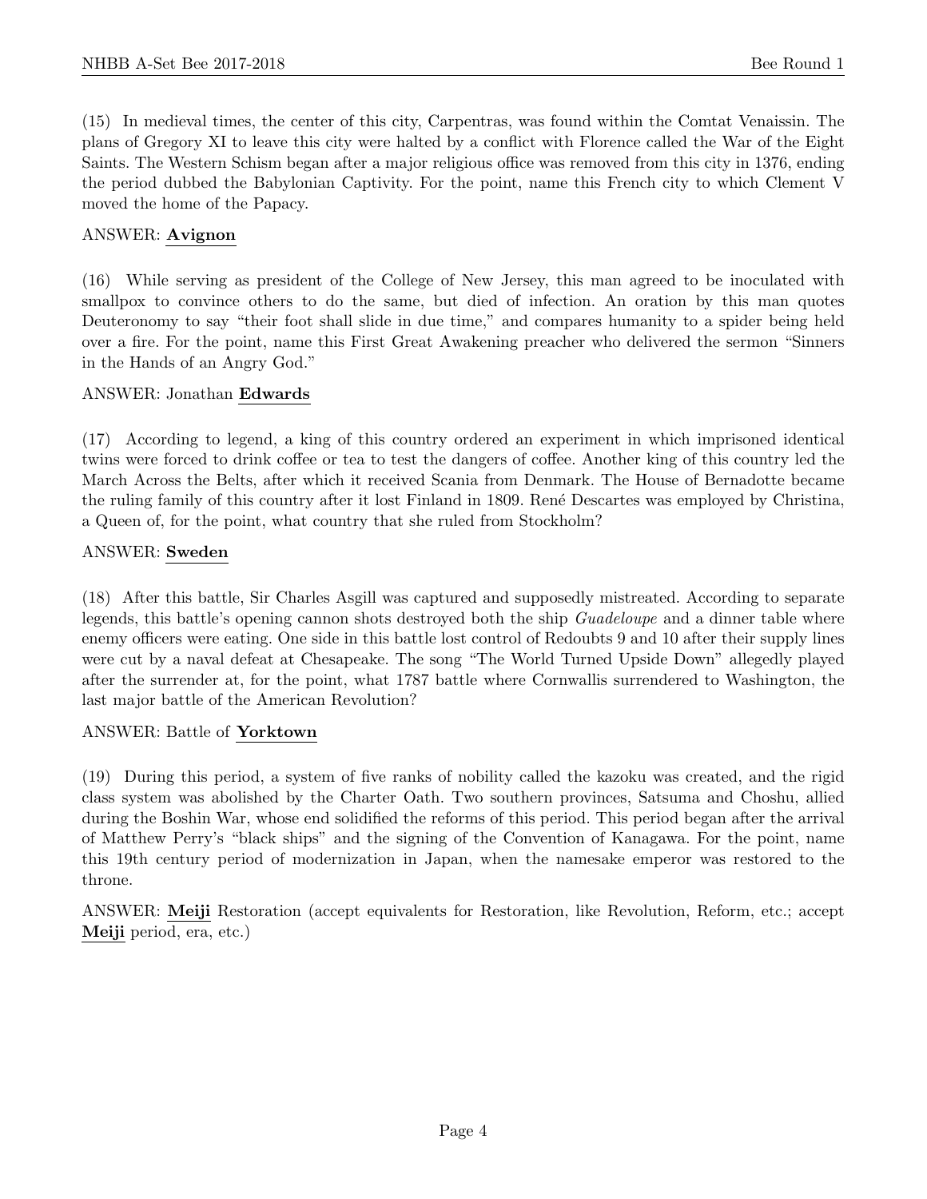(15) In medieval times, the center of this city, Carpentras, was found within the Comtat Venaissin. The plans of Gregory XI to leave this city were halted by a conflict with Florence called the War of the Eight Saints. The Western Schism began after a major religious office was removed from this city in 1376, ending the period dubbed the Babylonian Captivity. For the point, name this French city to which Clement V moved the home of the Papacy.

ANSWER: **Avignon**

(16) While serving as president of the College of New Jersey, this man agreed to be inoculated with smallpox to convince others to do the same, but died of infection. An oration by this man quotes Deuteronomy to say "their foot shall slide in due time," and compares humanity to a spider being held over a fire. For the point, name this First Great Awakening preacher who delivered the sermon "Sinners in the Hands of an Angry God."

ANSWER: Jonathan **Edwards**

(17) According to legend, a king of this country ordered an experiment in which imprisoned identical twins were forced to drink coffee or tea to test the dangers of coffee. Another king of this country led the March Across the Belts, after which it received Scania from Denmark. The House of Bernadotte became the ruling family of this country after it lost Finland in 1809. René Descartes was employed by Christina, a Queen of, for the point, what country that she ruled from Stockholm?

ANSWER: **Sweden**

(18) After this battle, Sir Charles Asgill was captured and supposedly mistreated. According to separate legends, this battle's opening cannon shots destroyed both the ship *Guadeloupe* and a dinner table where enemy officers were eating. One side in this battle lost control of Redoubts 9 and 10 after their supply lines were cut by a naval defeat at Chesapeake. The song "The World Turned Upside Down" allegedly played after the surrender at, for the point, what 1787 battle where Cornwallis surrendered to Washington, the last major battle of the American Revolution?

ANSWER: Battle of **Yorktown**

(19) During this period, a system of five ranks of nobility called the kazoku was created, and the rigid class system was abolished by the Charter Oath. Two southern provinces, Satsuma and Choshu, allied during the Boshin War, whose end solidified the reforms of this period. This period began after the arrival of Matthew Perry's "black ships" and the signing of the Convention of Kanagawa. For the point, name this 19th century period of modernization in Japan, when the namesake emperor was restored to the throne.

ANSWER: **Meiji** Restoration (accept equivalents for Restoration, like Revolution, Reform, etc.; accept **Meiji** period, era, etc.)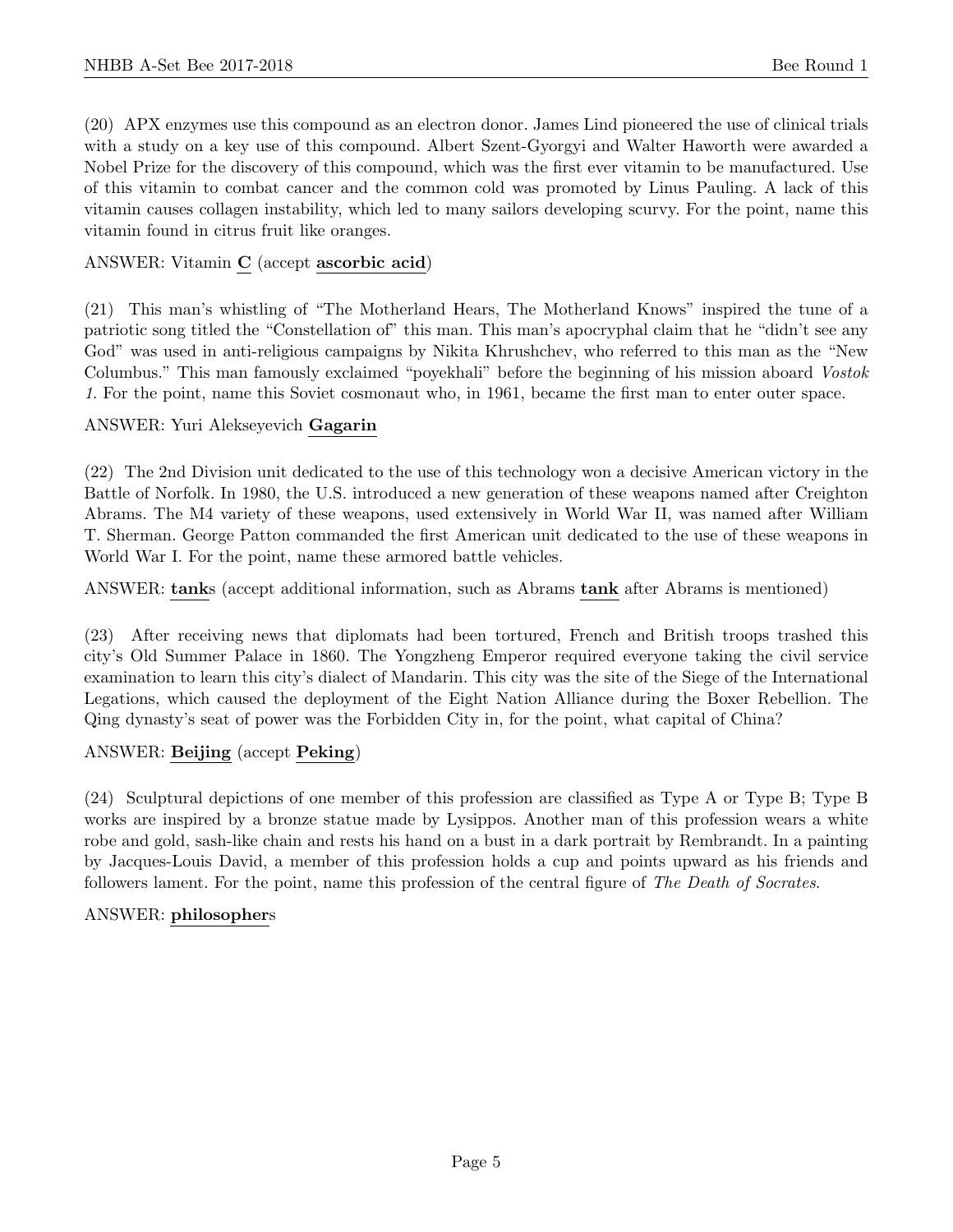(20) APX enzymes use this compound as an electron donor. James Lind pioneered the use of clinical trials with a study on a key use of this compound. Albert Szent-Gyorgyi and Walter Haworth were awarded a Nobel Prize for the discovery of this compound, which was the first ever vitamin to be manufactured. Use of this vitamin to combat cancer and the common cold was promoted by Linus Pauling. A lack of this vitamin causes collagen instability, which led to many sailors developing scurvy. For the point, name this vitamin found in citrus fruit like oranges.

ANSWER: Vitamin **C** (accept **ascorbic acid**)

(21) This man's whistling of "The Motherland Hears, The Motherland Knows" inspired the tune of a patriotic song titled the "Constellation of" this man. This man's apocryphal claim that he "didn't see any God" was used in anti-religious campaigns by Nikita Khrushchev, who referred to this man as the "New Columbus." This man famously exclaimed "poyekhali" before the beginning of his mission aboard *Vostok 1*. For the point, name this Soviet cosmonaut who, in 1961, became the first man to enter outer space.

ANSWER: Yuri Alekseyevich **Gagarin**

(22) The 2nd Division unit dedicated to the use of this technology won a decisive American victory in the Battle of Norfolk. In 1980, the U.S. introduced a new generation of these weapons named after Creighton Abrams. The M4 variety of these weapons, used extensively in World War II, was named after William T. Sherman. George Patton commanded the first American unit dedicated to the use of these weapons in World War I. For the point, name these armored battle vehicles.

ANSWER: **tank**s (accept additional information, such as Abrams **tank** after Abrams is mentioned)

(23) After receiving news that diplomats had been tortured, French and British troops trashed this city's Old Summer Palace in 1860. The Yongzheng Emperor required everyone taking the civil service examination to learn this city's dialect of Mandarin. This city was the site of the Siege of the International Legations, which caused the deployment of the Eight Nation Alliance during the Boxer Rebellion. The Qing dynasty's seat of power was the Forbidden City in, for the point, what capital of China?

ANSWER: **Beijing** (accept **Peking**)

(24) Sculptural depictions of one member of this profession are classified as Type A or Type B; Type B works are inspired by a bronze statue made by Lysippos. Another man of this profession wears a white robe and gold, sash-like chain and rests his hand on a bust in a dark portrait by Rembrandt. In a painting by Jacques-Louis David, a member of this profession holds a cup and points upward as his friends and followers lament. For the point, name this profession of the central figure of *The Death of Socrates*.

ANSWER: **philosopher**s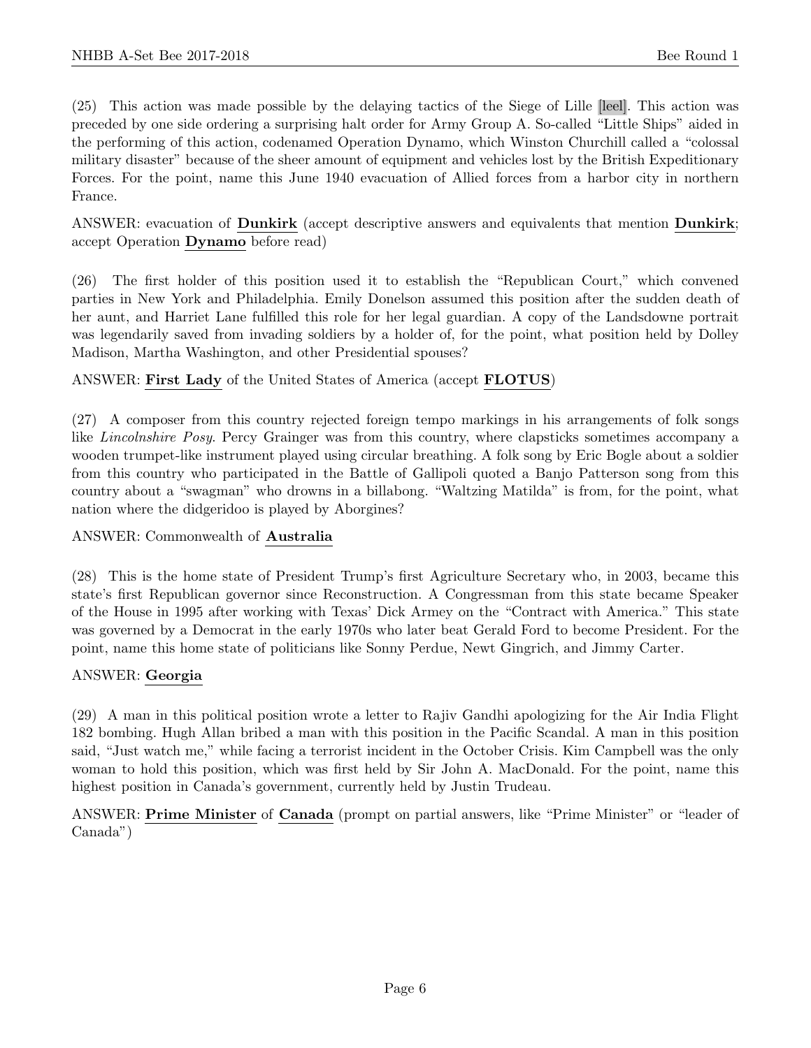(25) This action was made possible by the delaying tactics of the Siege of Lille [leel]. This action was preceded by one side ordering a surprising halt order for Army Group A. So-called "Little Ships" aided in the performing of this action, codenamed Operation Dynamo, which Winston Churchill called a "colossal military disaster" because of the sheer amount of equipment and vehicles lost by the British Expeditionary Forces. For the point, name this June 1940 evacuation of Allied forces from a harbor city in northern France.

ANSWER: evacuation of **Dunkirk** (accept descriptive answers and equivalents that mention **Dunkirk**; accept Operation **Dynamo** before read)

(26) The first holder of this position used it to establish the "Republican Court," which convened parties in New York and Philadelphia. Emily Donelson assumed this position after the sudden death of her aunt, and Harriet Lane fulfilled this role for her legal guardian. A copy of the Landsdowne portrait was legendarily saved from invading soldiers by a holder of, for the point, what position held by Dolley Madison, Martha Washington, and other Presidential spouses?

ANSWER: **First Lady** of the United States of America (accept **FLOTUS**)

(27) A composer from this country rejected foreign tempo markings in his arrangements of folk songs like *Lincolnshire Posy*. Percy Grainger was from this country, where clapsticks sometimes accompany a wooden trumpet-like instrument played using circular breathing. A folk song by Eric Bogle about a soldier from this country who participated in the Battle of Gallipoli quoted a Banjo Patterson song from this country about a "swagman" who drowns in a billabong. "Waltzing Matilda" is from, for the point, what nation where the didgeridoo is played by Aborgines?

ANSWER: Commonwealth of **Australia**

(28) This is the home state of President Trump's first Agriculture Secretary who, in 2003, became this state's first Republican governor since Reconstruction. A Congressman from this state became Speaker of the House in 1995 after working with Texas' Dick Armey on the "Contract with America." This state was governed by a Democrat in the early 1970s who later beat Gerald Ford to become President. For the point, name this home state of politicians like Sonny Perdue, Newt Gingrich, and Jimmy Carter.

ANSWER: **Georgia**

(29) A man in this political position wrote a letter to Rajiv Gandhi apologizing for the Air India Flight 182 bombing. Hugh Allan bribed a man with this position in the Pacific Scandal. A man in this position said, "Just watch me," while facing a terrorist incident in the October Crisis. Kim Campbell was the only woman to hold this position, which was first held by Sir John A. MacDonald. For the point, name this highest position in Canada's government, currently held by Justin Trudeau.

ANSWER: **Prime Minister** of **Canada** (prompt on partial answers, like "Prime Minister" or "leader of Canada")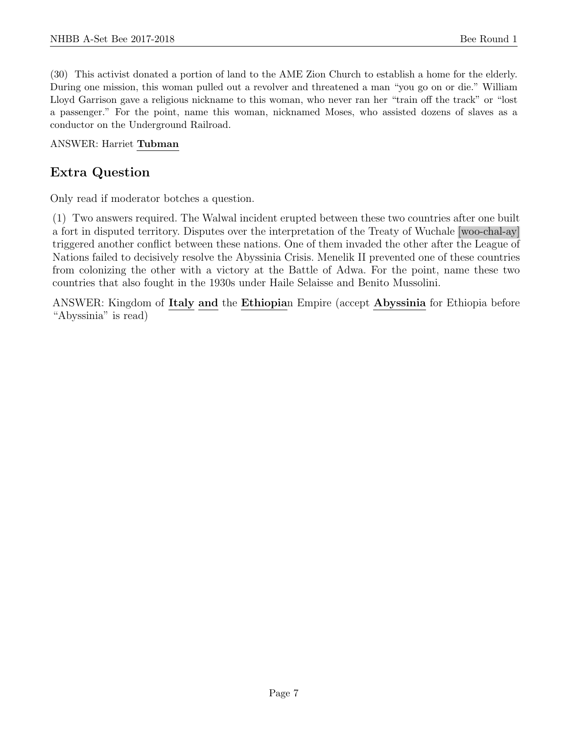(30) This activist donated a portion of land to the AME Zion Church to establish a home for the elderly. During one mission, this woman pulled out a revolver and threatened a man "you go on or die." William Lloyd Garrison gave a religious nickname to this woman, who never ran her "train off the track" or "lost a passenger." For the point, name this woman, nicknamed Moses, who assisted dozens of slaves as a conductor on the Underground Railroad.

ANSWER: Harriet **Tubman**

## Extra Question

Only read if moderator botches a question.

(1) Two answers required. The Walwal incident erupted between these two countries after one built a fort in disputed territory. Disputes over the interpretation of the Treaty of Wuchale [woo-chal-ay] triggered another conflict between these nations. One of them invaded the other after the League of Nations failed to decisively resolve the Abyssinia Crisis. Menelik II prevented one of these countries from colonizing the other with a victory at the Battle of Adwa. For the point, name these two countries that also fought in the 1930s under Haile Selaisse and Benito Mussolini.

ANSWER: Kingdom of **Italy** **and** the **Ethiopia**n Empire (accept **Abyssinia** for Ethiopia before "Abyssinia" is read)